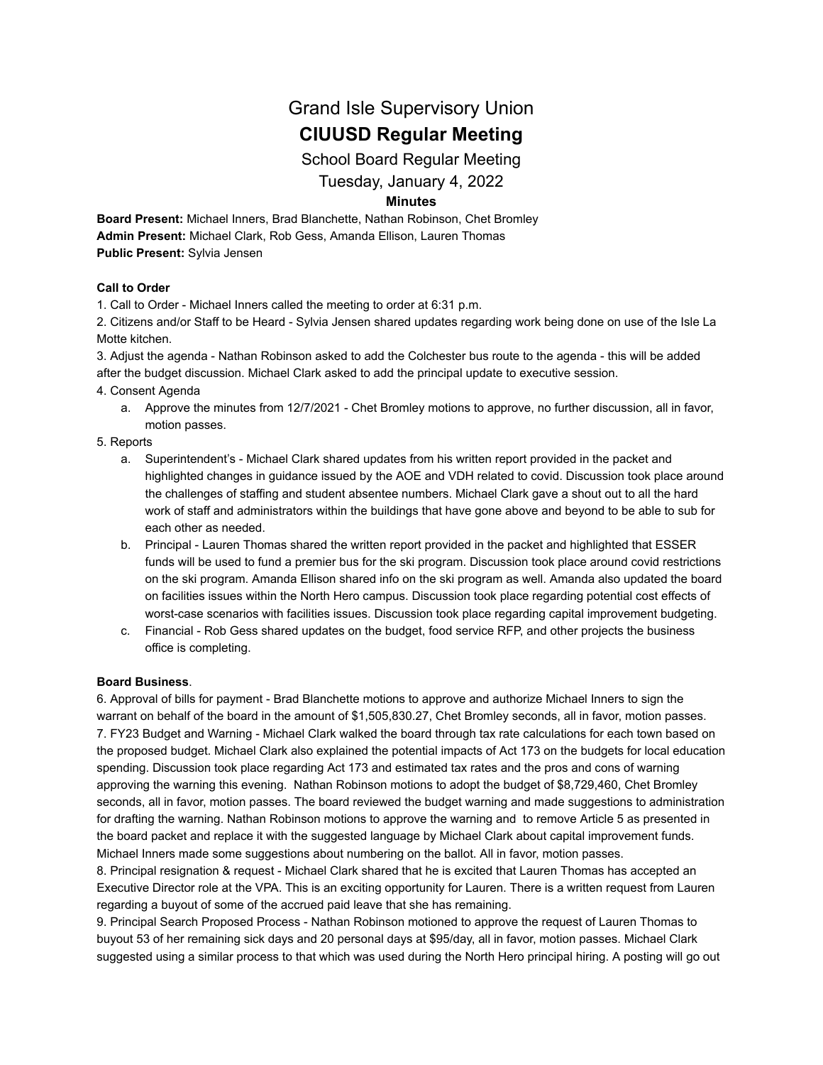# Grand Isle Supervisory Union

## CIUUSD Regular Meeting

School Board Regular Meeting

Tuesday, January 4, 2022

### Minutes

**Board Present:** Michael Inners, Brad Blanchette, Nathan Robinson, Chet Bromley
**Admin Present:** Michael Clark, Rob Gess, Amanda Ellison, Lauren Thomas
**Public Present:** Sylvia Jensen

**Call to Order**

1. Call to Order - Michael Inners called the meeting to order at 6:31 p.m.
2. Citizens and/or Staff to be Heard - Sylvia Jensen shared updates regarding work being done on use of the Isle La Motte kitchen.
3. Adjust the agenda - Nathan Robinson asked to add the Colchester bus route to the agenda - this will be added after the budget discussion. Michael Clark asked to add the principal update to executive session.
4. Consent Agenda
   a. Approve the minutes from 12/7/2021 - Chet Bromley motions to approve, no further discussion, all in favor, motion passes.
5. Reports
   a. Superintendent's - Michael Clark shared updates from his written report provided in the packet and highlighted changes in guidance issued by the AOE and VDH related to covid. Discussion took place around the challenges of staffing and student absentee numbers. Michael Clark gave a shout out to all the hard work of staff and administrators within the buildings that have gone above and beyond to be able to sub for each other as needed.
   b. Principal - Lauren Thomas shared the written report provided in the packet and highlighted that ESSER funds will be used to fund a premier bus for the ski program. Discussion took place around covid restrictions on the ski program. Amanda Ellison shared info on the ski program as well. Amanda also updated the board on facilities issues within the North Hero campus. Discussion took place regarding potential cost effects of worst-case scenarios with facilities issues. Discussion took place regarding capital improvement budgeting.
   c. Financial - Rob Gess shared updates on the budget, food service RFP, and other projects the business office is completing.

**Board Business**.

6. Approval of bills for payment - Brad Blanchette motions to approve and authorize Michael Inners to sign the warrant on behalf of the board in the amount of $1,505,830.27, Chet Bromley seconds, all in favor, motion passes.
7. FY23 Budget and Warning - Michael Clark walked the board through tax rate calculations for each town based on the proposed budget. Michael Clark also explained the potential impacts of Act 173 on the budgets for local education spending. Discussion took place regarding Act 173 and estimated tax rates and the pros and cons of warning approving the warning this evening. Nathan Robinson motions to adopt the budget of $8,729,460, Chet Bromley seconds, all in favor, motion passes. The board reviewed the budget warning and made suggestions to administration for drafting the warning. Nathan Robinson motions to approve the warning and to remove Article 5 as presented in the board packet and replace it with the suggested language by Michael Clark about capital improvement funds. Michael Inners made some suggestions about numbering on the ballot. All in favor, motion passes.
8. Principal resignation & request - Michael Clark shared that he is excited that Lauren Thomas has accepted an Executive Director role at the VPA. This is an exciting opportunity for Lauren. There is a written request from Lauren regarding a buyout of some of the accrued paid leave that she has remaining.
9. Principal Search Proposed Process - Nathan Robinson motioned to approve the request of Lauren Thomas to buyout 53 of her remaining sick days and 20 personal days at $95/day, all in favor, motion passes. Michael Clark suggested using a similar process to that which was used during the North Hero principal hiring. A posting will go out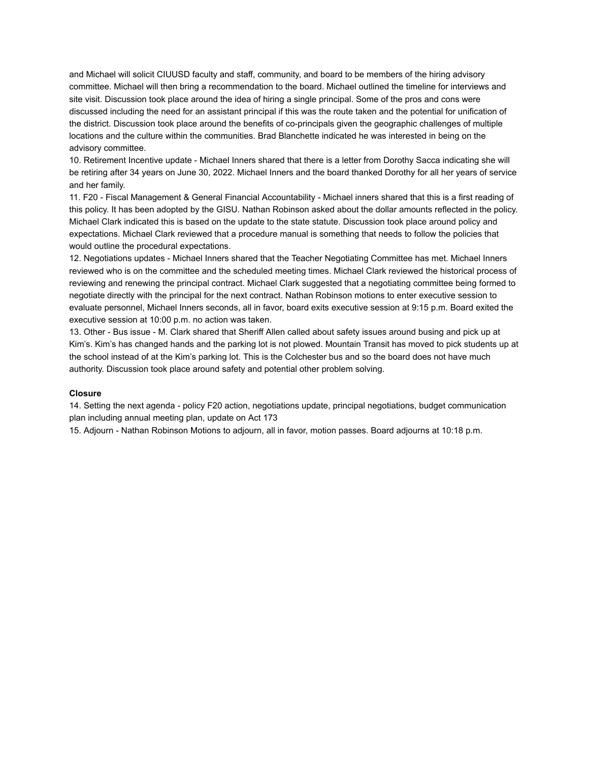and Michael will solicit CIUUSD faculty and staff, community, and board to be members of the hiring advisory committee. Michael will then bring a recommendation to the board. Michael outlined the timeline for interviews and site visit. Discussion took place around the idea of hiring a single principal. Some of the pros and cons were discussed including the need for an assistant principal if this was the route taken and the potential for unification of the district. Discussion took place around the benefits of co-principals given the geographic challenges of multiple locations and the culture within the communities. Brad Blanchette indicated he was interested in being on the advisory committee.

10. Retirement Incentive update - Michael Inners shared that there is a letter from Dorothy Sacca indicating she will be retiring after 34 years on June 30, 2022. Michael Inners and the board thanked Dorothy for all her years of service and her family.

11. F20 - Fiscal Management & General Financial Accountability - Michael inners shared that this is a first reading of this policy. It has been adopted by the GISU. Nathan Robinson asked about the dollar amounts reflected in the policy. Michael Clark indicated this is based on the update to the state statute. Discussion took place around policy and expectations. Michael Clark reviewed that a procedure manual is something that needs to follow the policies that would outline the procedural expectations.

12. Negotiations updates - Michael Inners shared that the Teacher Negotiating Committee has met. Michael Inners reviewed who is on the committee and the scheduled meeting times. Michael Clark reviewed the historical process of reviewing and renewing the principal contract. Michael Clark suggested that a negotiating committee being formed to negotiate directly with the principal for the next contract. Nathan Robinson motions to enter executive session to evaluate personnel, Michael Inners seconds, all in favor, board exits executive session at 9:15 p.m. Board exited the executive session at 10:00 p.m. no action was taken.

13. Other - Bus issue - M. Clark shared that Sheriff Allen called about safety issues around busing and pick up at Kim's. Kim's has changed hands and the parking lot is not plowed. Mountain Transit has moved to pick students up at the school instead of at the Kim's parking lot. This is the Colchester bus and so the board does not have much authority. Discussion took place around safety and potential other problem solving.

**Closure**

14. Setting the next agenda - policy F20 action, negotiations update, principal negotiations, budget communication plan including annual meeting plan, update on Act 173

15. Adjourn - Nathan Robinson Motions to adjourn, all in favor, motion passes. Board adjourns at 10:18 p.m.